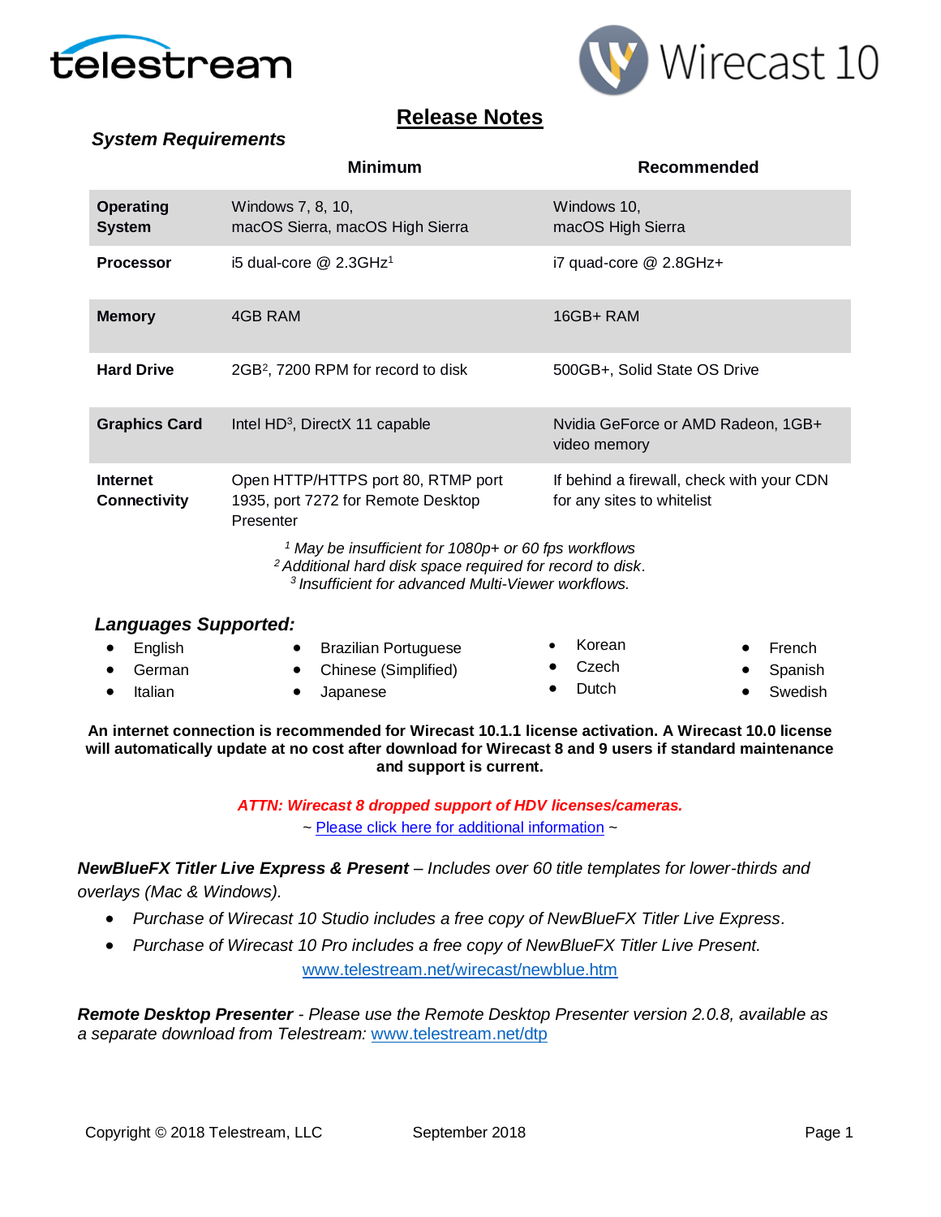telestream

Wirecast 10

# Release Notes

### *System Requirements*

| | Minimum | Recommended |
|---|---|---|
| **Operating System** | Windows 7, 8, 10, macOS Sierra, macOS High Sierra | Windows 10, macOS High Sierra |
| **Processor** | i5 dual-core @ 2.3GHz[1] | i7 quad-core @ 2.8GHz+ |
| **Memory** | 4GB RAM | 16GB+ RAM |
| **Hard Drive** | 2GB[2], 7200 RPM for record to disk | 500GB+, Solid State OS Drive |
| **Graphics Card** | Intel HD[3], DirectX 11 capable | Nvidia GeForce or AMD Radeon, 1GB+ video memory |
| **Internet Connectivity** | Open HTTP/HTTPS port 80, RTMP port 1935, port 7272 for Remote Desktop Presenter | If behind a firewall, check with your CDN for any sites to whitelist |

*[1] May be insufficient for 1080p+ or 60 fps workflows*
*[2] Additional hard disk space required for record to disk.*
*[3] Insufficient for advanced Multi-Viewer workflows.*

### *Languages Supported:*

- English
- German
- Italian
- Brazilian Portuguese
- Chinese (Simplified)
- Japanese
- Korean
- Czech
- Dutch
- French
- Spanish
- Swedish

**An internet connection is recommended for Wirecast 10.1.1 license activation. A Wirecast 10.0 license will automatically update at no cost after download for Wirecast 8 and 9 users if standard maintenance and support is current.**

***ATTN: Wirecast 8 dropped support of HDV licenses/cameras.***

~ Please click here for additional information ~

***NewBlueFX Titler Live Express & Present*** *– Includes over 60 title templates for lower-thirds and overlays (Mac & Windows).*

- *Purchase of Wirecast 10 Studio includes a free copy of NewBlueFX Titler Live Express.*
- *Purchase of Wirecast 10 Pro includes a free copy of NewBlueFX Titler Live Present.*

www.telestream.net/wirecast/newblue.htm

***Remote Desktop Presenter*** *- Please use the Remote Desktop Presenter version 2.0.8, available as a separate download from Telestream:* www.telestream.net/dtp

Copyright © 2018 Telestream, LLC September 2018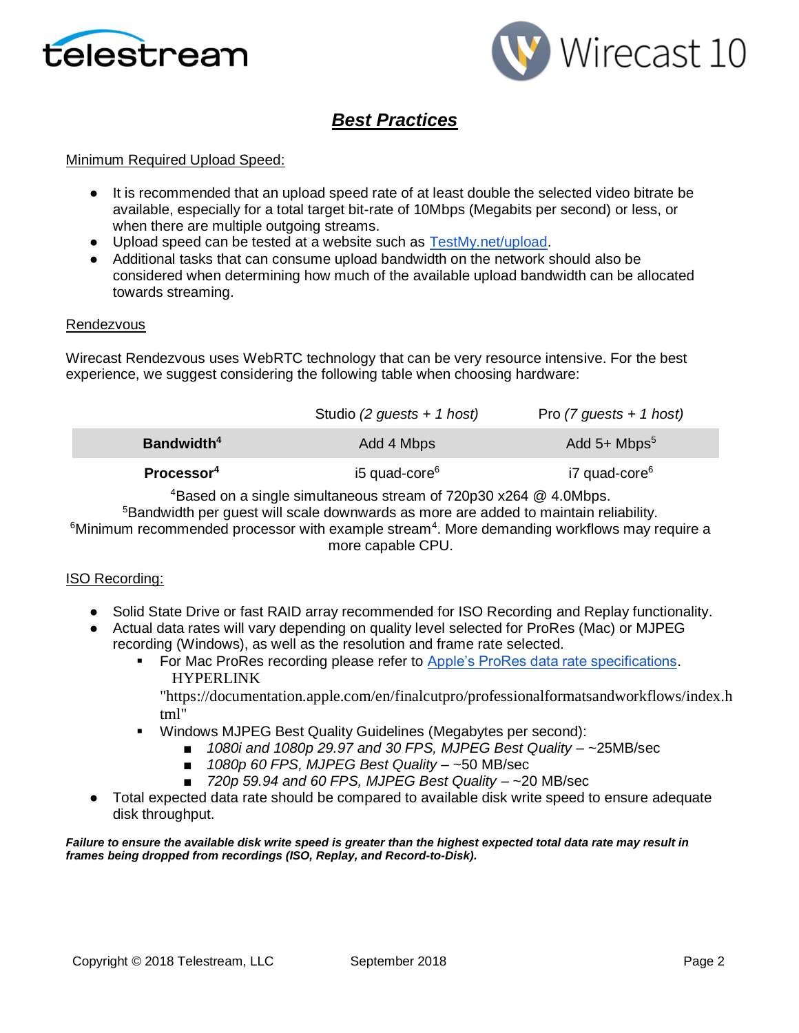# Best Practices

## Minimum Required Upload Speed:

- It is recommended that an upload speed rate of at least double the selected video bitrate be available, especially for a total target bit-rate of 10Mbps (Megabits per second) or less, or when there are multiple outgoing streams.
- Upload speed can be tested at a website such as TestMy.net/upload.
- Additional tasks that can consume upload bandwidth on the network should also be considered when determining how much of the available upload bandwidth can be allocated towards streaming.

## Rendezvous

Wirecast Rendezvous uses WebRTC technology that can be very resource intensive. For the best experience, we suggest considering the following table when choosing hardware:

| | Studio *(2 guests + 1 host)* | Pro *(7 guests + 1 host)* |
|---|---|---|
| **Bandwidth**[4] | Add 4 Mbps | Add 5+ Mbps[5] |
| **Processor**[4] | i5 quad-core[6] | i7 quad-core[6] |

[4]Based on a single simultaneous stream of 720p30 x264 @ 4.0Mbps.
[5]Bandwidth per guest will scale downwards as more are added to maintain reliability.
[6]Minimum recommended processor with example stream[4]. More demanding workflows may require a more capable CPU.

## ISO Recording:

- Solid State Drive or fast RAID array recommended for ISO Recording and Replay functionality.
- Actual data rates will vary depending on quality level selected for ProRes (Mac) or MJPEG recording (Windows), as well as the resolution and frame rate selected.
  - For Mac ProRes recording please refer to Apple's ProRes data rate specifications. HYPERLINK "https://documentation.apple.com/en/finalcutpro/professionalformatsandworkflows/index.html"
  - Windows MJPEG Best Quality Guidelines (Megabytes per second):
    - *1080i and 1080p 29.97 and 30 FPS, MJPEG Best Quality* – ~25MB/sec
    - *1080p 60 FPS, MJPEG Best Quality* – ~50 MB/sec
    - *720p 59.94 and 60 FPS, MJPEG Best Quality* – ~20 MB/sec
- Total expected data rate should be compared to available disk write speed to ensure adequate disk throughput.

***Failure to ensure the available disk write speed is greater than the highest expected total data rate may result in frames being dropped from recordings (ISO, Replay, and Record-to-Disk).***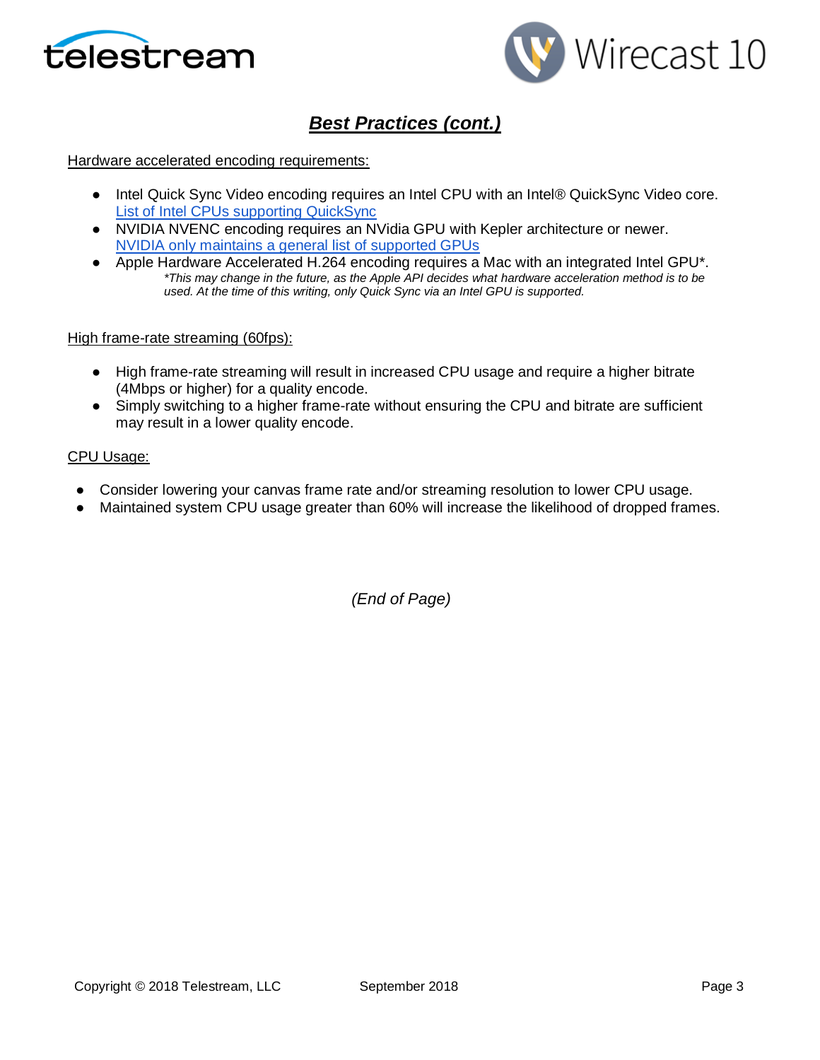## *Best Practices (cont.)*

Hardware accelerated encoding requirements:

- Intel Quick Sync Video encoding requires an Intel CPU with an Intel® QuickSync Video core. List of Intel CPUs supporting QuickSync
- NVIDIA NVENC encoding requires an NVidia GPU with Kepler architecture or newer. NVIDIA only maintains a general list of supported GPUs
- Apple Hardware Accelerated H.264 encoding requires a Mac with an integrated Intel GPU*.
  *\*This may change in the future, as the Apple API decides what hardware acceleration method is to be used. At the time of this writing, only Quick Sync via an Intel GPU is supported.*

High frame-rate streaming (60fps):

- High frame-rate streaming will result in increased CPU usage and require a higher bitrate (4Mbps or higher) for a quality encode.
- Simply switching to a higher frame-rate without ensuring the CPU and bitrate are sufficient may result in a lower quality encode.

CPU Usage:

- Consider lowering your canvas frame rate and/or streaming resolution to lower CPU usage.
- Maintained system CPU usage greater than 60% will increase the likelihood of dropped frames.

*(End of Page)*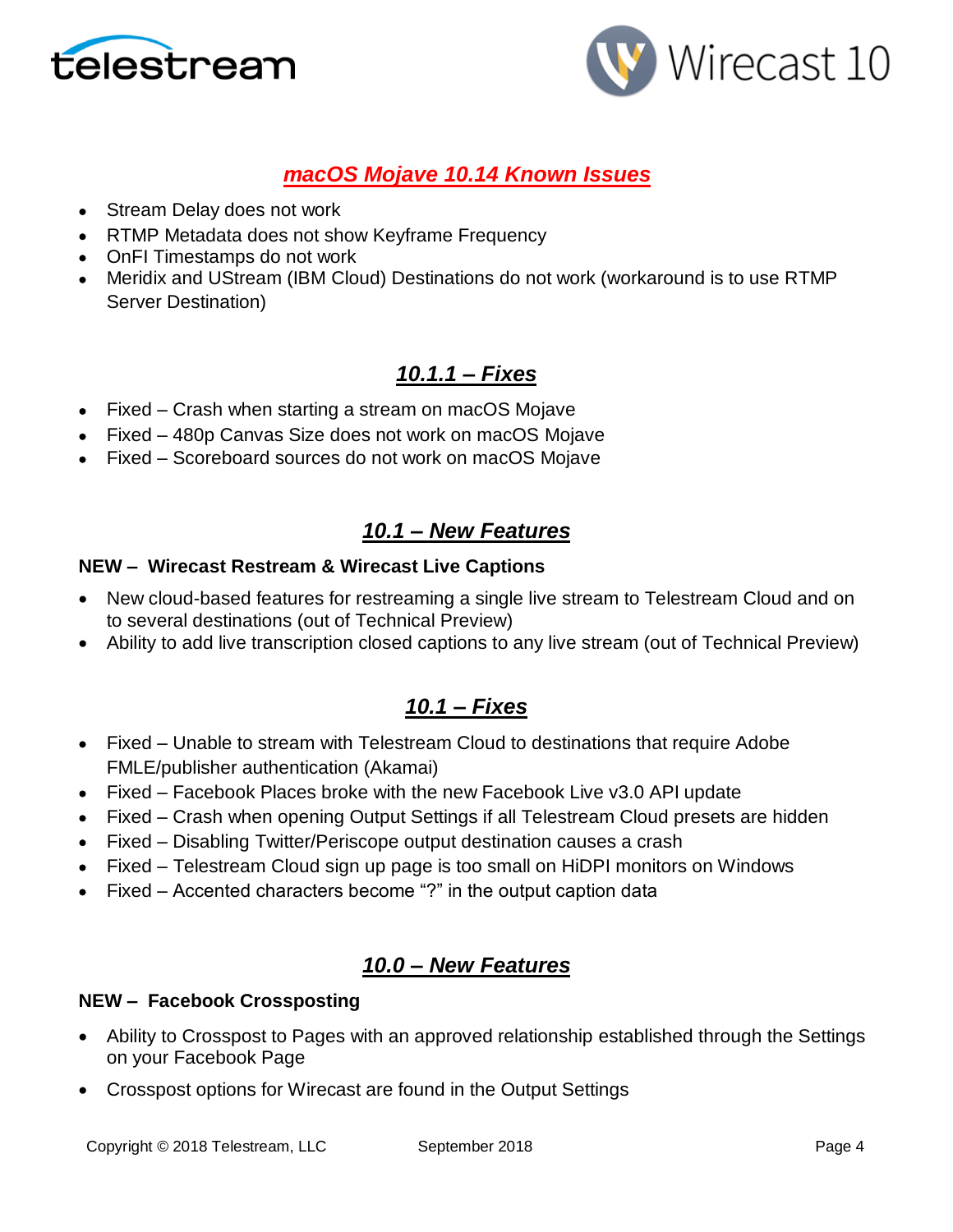## *macOS Mojave 10.14 Known Issues*

- Stream Delay does not work
- RTMP Metadata does not show Keyframe Frequency
- OnFI Timestamps do not work
- Meridix and UStream (IBM Cloud) Destinations do not work (workaround is to use RTMP Server Destination)

## *10.1.1 – Fixes*

- Fixed – Crash when starting a stream on macOS Mojave
- Fixed – 480p Canvas Size does not work on macOS Mojave
- Fixed – Scoreboard sources do not work on macOS Mojave

## *10.1 – New Features*

**NEW – Wirecast Restream & Wirecast Live Captions**

- New cloud-based features for restreaming a single live stream to Telestream Cloud and on to several destinations (out of Technical Preview)
- Ability to add live transcription closed captions to any live stream (out of Technical Preview)

## *10.1 – Fixes*

- Fixed – Unable to stream with Telestream Cloud to destinations that require Adobe FMLE/publisher authentication (Akamai)
- Fixed – Facebook Places broke with the new Facebook Live v3.0 API update
- Fixed – Crash when opening Output Settings if all Telestream Cloud presets are hidden
- Fixed – Disabling Twitter/Periscope output destination causes a crash
- Fixed – Telestream Cloud sign up page is too small on HiDPI monitors on Windows
- Fixed – Accented characters become "?" in the output caption data

## *10.0 – New Features*

**NEW – Facebook Crossposting**

- Ability to Crosspost to Pages with an approved relationship established through the Settings on your Facebook Page
- Crosspost options for Wirecast are found in the Output Settings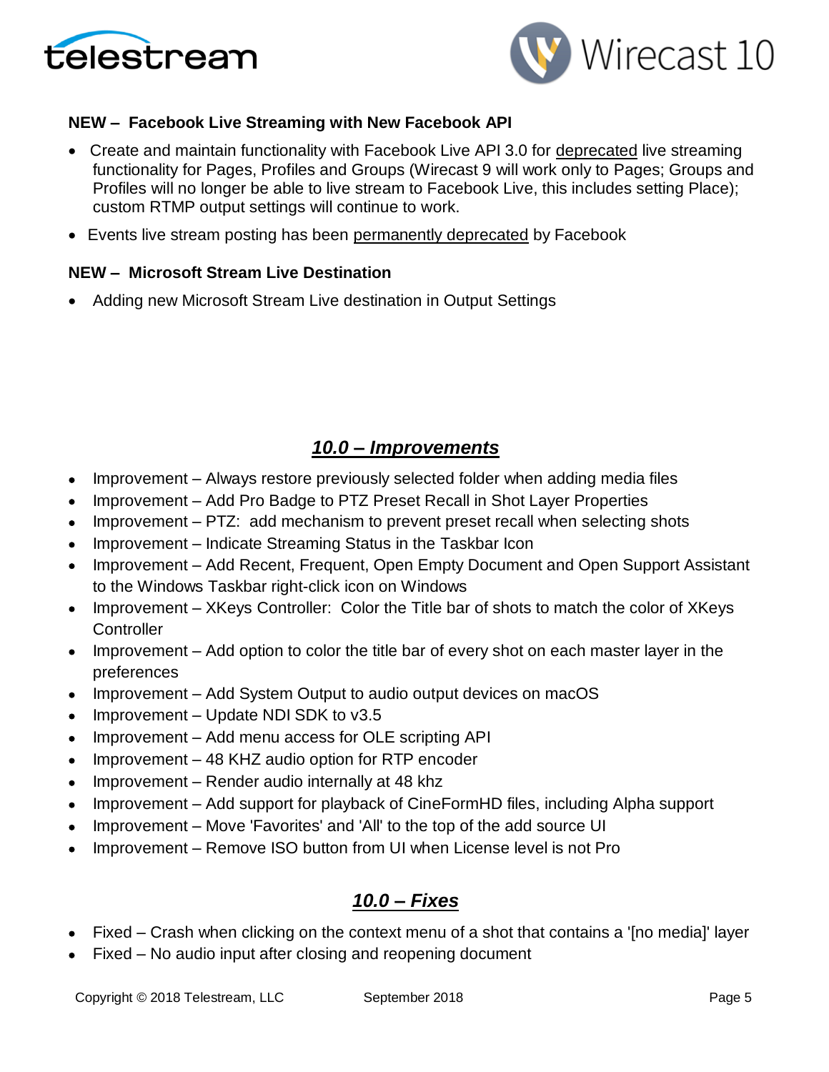**NEW – Facebook Live Streaming with New Facebook API**

- Create and maintain functionality with Facebook Live API 3.0 for deprecated live streaming functionality for Pages, Profiles and Groups (Wirecast 9 will work only to Pages; Groups and Profiles will no longer be able to live stream to Facebook Live, this includes setting Place); custom RTMP output settings will continue to work.
- Events live stream posting has been permanently deprecated by Facebook

**NEW – Microsoft Stream Live Destination**

- Adding new Microsoft Stream Live destination in Output Settings

## *10.0 – Improvements*

- Improvement – Always restore previously selected folder when adding media files
- Improvement – Add Pro Badge to PTZ Preset Recall in Shot Layer Properties
- Improvement – PTZ: add mechanism to prevent preset recall when selecting shots
- Improvement – Indicate Streaming Status in the Taskbar Icon
- Improvement – Add Recent, Frequent, Open Empty Document and Open Support Assistant to the Windows Taskbar right-click icon on Windows
- Improvement – XKeys Controller: Color the Title bar of shots to match the color of XKeys Controller
- Improvement – Add option to color the title bar of every shot on each master layer in the preferences
- Improvement – Add System Output to audio output devices on macOS
- Improvement – Update NDI SDK to v3.5
- Improvement – Add menu access for OLE scripting API
- Improvement – 48 KHZ audio option for RTP encoder
- Improvement – Render audio internally at 48 khz
- Improvement – Add support for playback of CineFormHD files, including Alpha support
- Improvement – Move 'Favorites' and 'All' to the top of the add source UI
- Improvement – Remove ISO button from UI when License level is not Pro

## *10.0 – Fixes*

- Fixed – Crash when clicking on the context menu of a shot that contains a '[no media]' layer
- Fixed – No audio input after closing and reopening document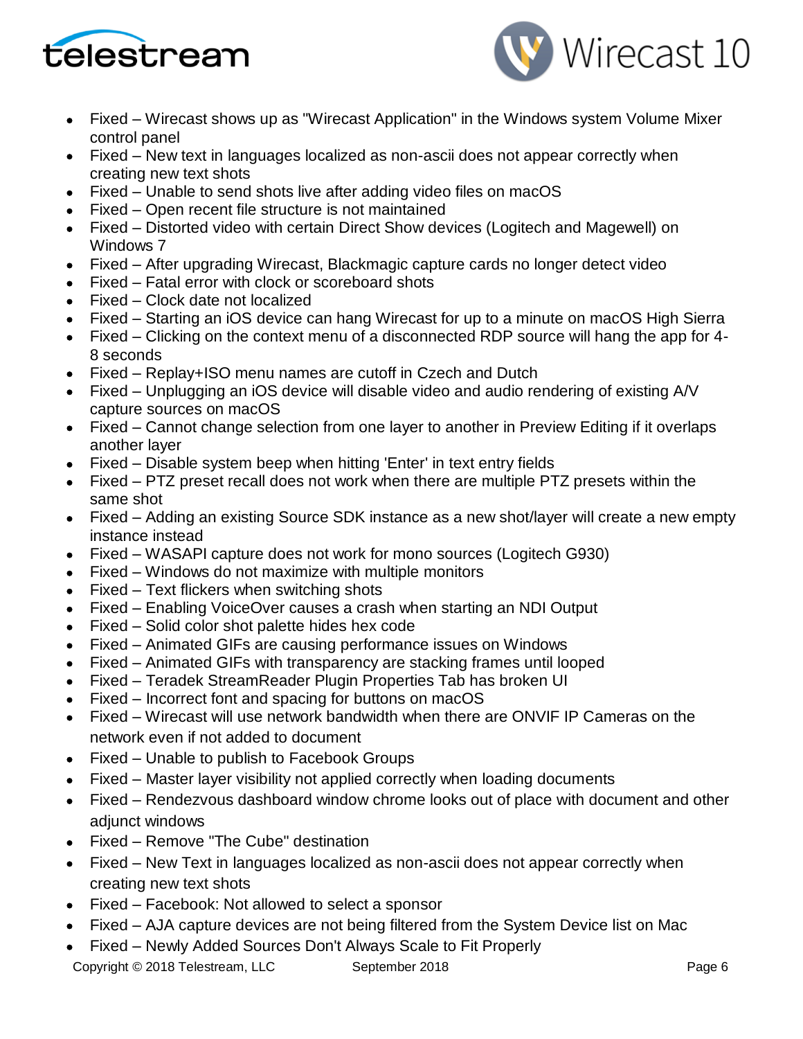- Fixed – Wirecast shows up as "Wirecast Application" in the Windows system Volume Mixer control panel
- Fixed – New text in languages localized as non-ascii does not appear correctly when creating new text shots
- Fixed – Unable to send shots live after adding video files on macOS
- Fixed – Open recent file structure is not maintained
- Fixed – Distorted video with certain Direct Show devices (Logitech and Magewell) on Windows 7
- Fixed – After upgrading Wirecast, Blackmagic capture cards no longer detect video
- Fixed – Fatal error with clock or scoreboard shots
- Fixed – Clock date not localized
- Fixed – Starting an iOS device can hang Wirecast for up to a minute on macOS High Sierra
- Fixed – Clicking on the context menu of a disconnected RDP source will hang the app for 4-8 seconds
- Fixed – Replay+ISO menu names are cutoff in Czech and Dutch
- Fixed – Unplugging an iOS device will disable video and audio rendering of existing A/V capture sources on macOS
- Fixed – Cannot change selection from one layer to another in Preview Editing if it overlaps another layer
- Fixed – Disable system beep when hitting 'Enter' in text entry fields
- Fixed – PTZ preset recall does not work when there are multiple PTZ presets within the same shot
- Fixed – Adding an existing Source SDK instance as a new shot/layer will create a new empty instance instead
- Fixed – WASAPI capture does not work for mono sources (Logitech G930)
- Fixed – Windows do not maximize with multiple monitors
- Fixed – Text flickers when switching shots
- Fixed – Enabling VoiceOver causes a crash when starting an NDI Output
- Fixed – Solid color shot palette hides hex code
- Fixed – Animated GIFs are causing performance issues on Windows
- Fixed – Animated GIFs with transparency are stacking frames until looped
- Fixed – Teradek StreamReader Plugin Properties Tab has broken UI
- Fixed – Incorrect font and spacing for buttons on macOS
- Fixed – Wirecast will use network bandwidth when there are ONVIF IP Cameras on the network even if not added to document
- Fixed – Unable to publish to Facebook Groups
- Fixed – Master layer visibility not applied correctly when loading documents
- Fixed – Rendezvous dashboard window chrome looks out of place with document and other adjunct windows
- Fixed – Remove "The Cube" destination
- Fixed – New Text in languages localized as non-ascii does not appear correctly when creating new text shots
- Fixed – Facebook: Not allowed to select a sponsor
- Fixed – AJA capture devices are not being filtered from the System Device list on Mac
- Fixed – Newly Added Sources Don't Always Scale to Fit Properly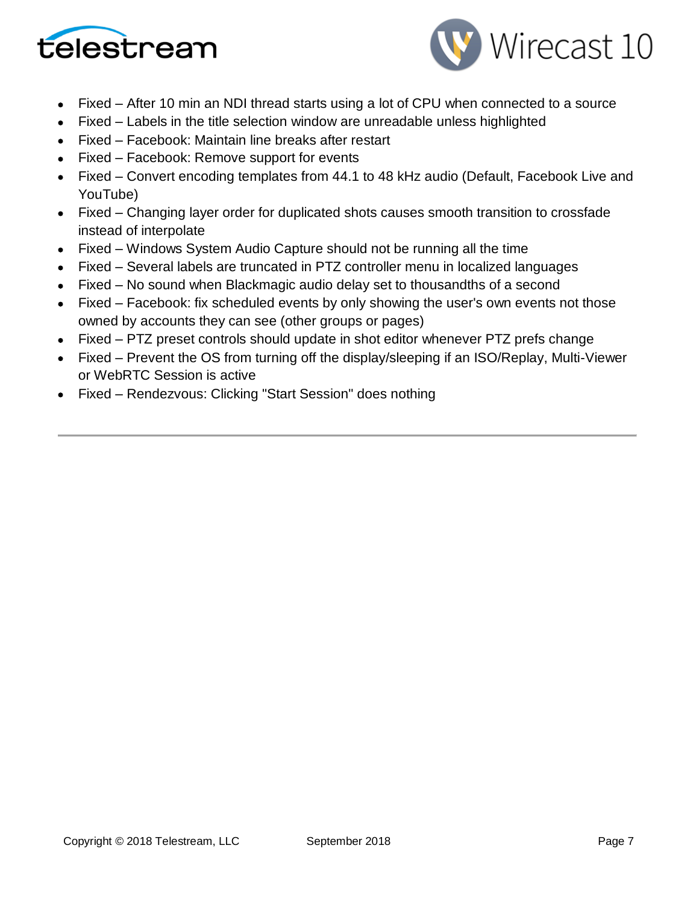- Fixed – After 10 min an NDI thread starts using a lot of CPU when connected to a source
- Fixed – Labels in the title selection window are unreadable unless highlighted
- Fixed – Facebook: Maintain line breaks after restart
- Fixed – Facebook: Remove support for events
- Fixed – Convert encoding templates from 44.1 to 48 kHz audio (Default, Facebook Live and YouTube)
- Fixed – Changing layer order for duplicated shots causes smooth transition to crossfade instead of interpolate
- Fixed – Windows System Audio Capture should not be running all the time
- Fixed – Several labels are truncated in PTZ controller menu in localized languages
- Fixed – No sound when Blackmagic audio delay set to thousandths of a second
- Fixed – Facebook: fix scheduled events by only showing the user's own events not those owned by accounts they can see (other groups or pages)
- Fixed – PTZ preset controls should update in shot editor whenever PTZ prefs change
- Fixed – Prevent the OS from turning off the display/sleeping if an ISO/Replay, Multi-Viewer or WebRTC Session is active
- Fixed – Rendezvous: Clicking "Start Session" does nothing

---